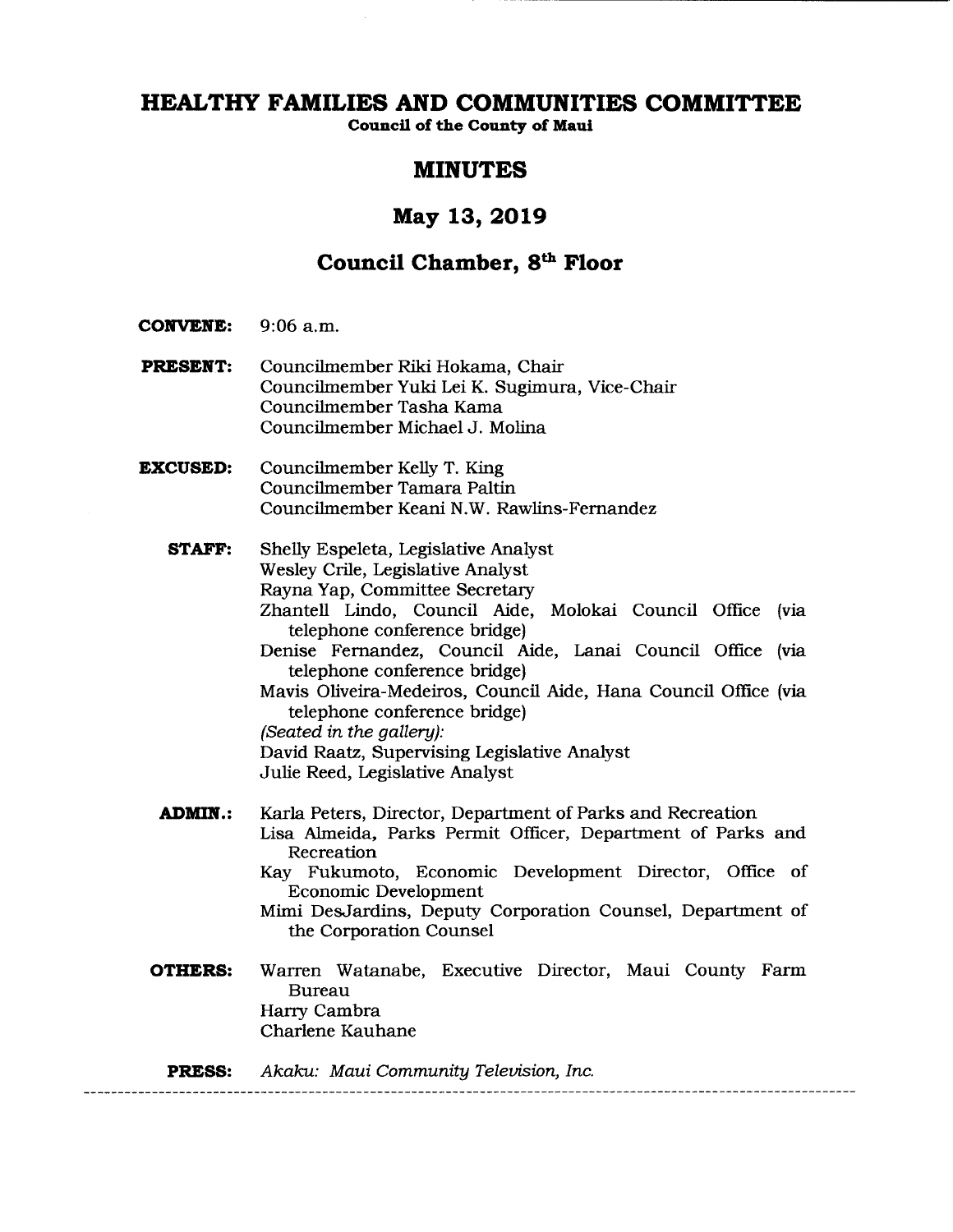# HEALTHY FAMILIES AND COMMUNITIES COMMITTEE

**Council of the County of Maui**

## MINUTES

## May 13, 2019

## Council Chamber, 8th Floor

**CONVENE:** 9:06 a.m.

**PRESENT:** Councilmember Riki Hokama, Chair
Councilmember Yuki Lei K. Sugimura, Vice-Chair
Councilmember Tasha Kama
Councilmember Michael J. Molina

**EXCUSED:** Councilmember Kelly T. King
Councilmember Tamara Paltin
Councilmember Keani N.W. Rawlins-Fernandez

**STAFF:** Shelly Espeleta, Legislative Analyst
Wesley Crile, Legislative Analyst
Rayna Yap, Committee Secretary
Zhantell Lindo, Council Aide, Molokai Council Office (via telephone conference bridge)
Denise Fernandez, Council Aide, Lanai Council Office (via telephone conference bridge)
Mavis Oliveira-Medeiros, Council Aide, Hana Council Office (via telephone conference bridge)
*(Seated in the gallery):*
David Raatz, Supervising Legislative Analyst
Julie Reed, Legislative Analyst

**ADMIN.:** Karla Peters, Director, Department of Parks and Recreation
Lisa Almeida, Parks Permit Officer, Department of Parks and Recreation
Kay Fukumoto, Economic Development Director, Office of Economic Development
Mimi DesJardins, Deputy Corporation Counsel, Department of the Corporation Counsel

**OTHERS:** Warren Watanabe, Executive Director, Maui County Farm Bureau
Harry Cambra
Charlene Kauhane

**PRESS:** *Akaku: Maui Community Television, Inc.*

---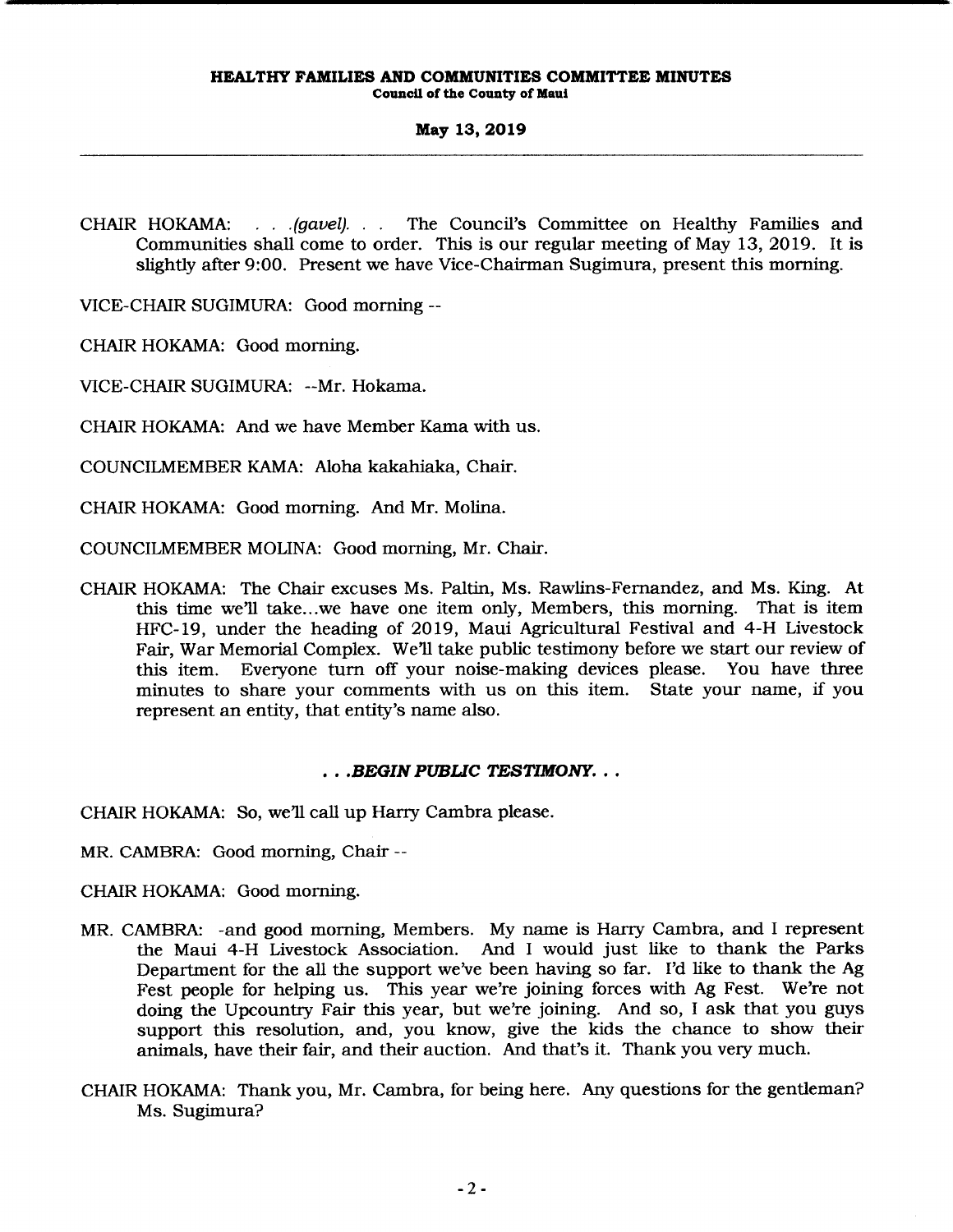CHAIR HOKAMA: . . .*(gavel)*. . . The Council's Committee on Healthy Families and Communities shall come to order. This is our regular meeting of May 13, 2019. It is slightly after 9:00. Present we have Vice-Chairman Sugimura, present this morning.

VICE-CHAIR SUGIMURA: Good morning --

CHAIR HOKAMA: Good morning.

VICE-CHAIR SUGIMURA: --Mr. Hokama.

CHAIR HOKAMA: And we have Member Kama with us.

COUNCILMEMBER KAMA: Aloha kakahiaka, Chair.

CHAIR HOKAMA: Good morning. And Mr. Molina.

COUNCILMEMBER MOLINA: Good morning, Mr. Chair.

CHAIR HOKAMA: The Chair excuses Ms. Paltin, Ms. Rawlins-Fernandez, and Ms. King. At this time we'll take...we have one item only, Members, this morning. That is item HFC-19, under the heading of 2019, Maui Agricultural Festival and 4-H Livestock Fair, War Memorial Complex. We'll take public testimony before we start our review of this item. Everyone turn off your noise-making devices please. You have three minutes to share your comments with us on this item. State your name, if you represent an entity, that entity's name also.

***. . .BEGIN PUBLIC TESTIMONY. . .***

CHAIR HOKAMA: So, we'll call up Harry Cambra please.

MR. CAMBRA: Good morning, Chair --

CHAIR HOKAMA: Good morning.

MR. CAMBRA: -and good morning, Members. My name is Harry Cambra, and I represent the Maui 4-H Livestock Association. And I would just like to thank the Parks Department for the all the support we've been having so far. I'd like to thank the Ag Fest people for helping us. This year we're joining forces with Ag Fest. We're not doing the Upcountry Fair this year, but we're joining. And so, I ask that you guys support this resolution, and, you know, give the kids the chance to show their animals, have their fair, and their auction. And that's it. Thank you very much.

CHAIR HOKAMA: Thank you, Mr. Cambra, for being here. Any questions for the gentleman? Ms. Sugimura?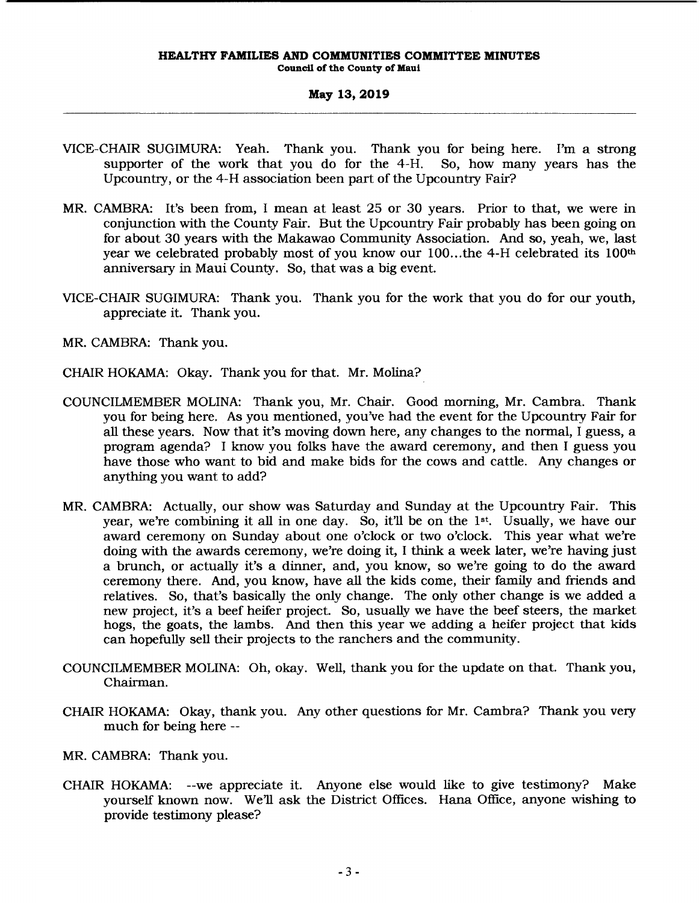VICE-CHAIR SUGIMURA: Yeah. Thank you. Thank you for being here. I'm a strong supporter of the work that you do for the 4-H. So, how many years has the Upcountry, or the 4-H association been part of the Upcountry Fair?

MR. CAMBRA: It's been from, I mean at least 25 or 30 years. Prior to that, we were in conjunction with the County Fair. But the Upcountry Fair probably has been going on for about 30 years with the Makawao Community Association. And so, yeah, we, last year we celebrated probably most of you know our 100...the 4-H celebrated its 100th anniversary in Maui County. So, that was a big event.

VICE-CHAIR SUGIMURA: Thank you. Thank you for the work that you do for our youth, appreciate it. Thank you.

MR. CAMBRA: Thank you.

CHAIR HOKAMA: Okay. Thank you for that. Mr. Molina?

COUNCILMEMBER MOLINA: Thank you, Mr. Chair. Good morning, Mr. Cambra. Thank you for being here. As you mentioned, you've had the event for the Upcountry Fair for all these years. Now that it's moving down here, any changes to the normal, I guess, a program agenda? I know you folks have the award ceremony, and then I guess you have those who want to bid and make bids for the cows and cattle. Any changes or anything you want to add?

MR. CAMBRA: Actually, our show was Saturday and Sunday at the Upcountry Fair. This year, we're combining it all in one day. So, it'll be on the 1st. Usually, we have our award ceremony on Sunday about one o'clock or two o'clock. This year what we're doing with the awards ceremony, we're doing it, I think a week later, we're having just a brunch, or actually it's a dinner, and, you know, so we're going to do the award ceremony there. And, you know, have all the kids come, their family and friends and relatives. So, that's basically the only change. The only other change is we added a new project, it's a beef heifer project. So, usually we have the beef steers, the market hogs, the goats, the lambs. And then this year we adding a heifer project that kids can hopefully sell their projects to the ranchers and the community.

COUNCILMEMBER MOLINA: Oh, okay. Well, thank you for the update on that. Thank you, Chairman.

CHAIR HOKAMA: Okay, thank you. Any other questions for Mr. Cambra? Thank you very much for being here --

MR. CAMBRA: Thank you.

CHAIR HOKAMA: --we appreciate it. Anyone else would like to give testimony? Make yourself known now. We'll ask the District Offices. Hana Office, anyone wishing to provide testimony please?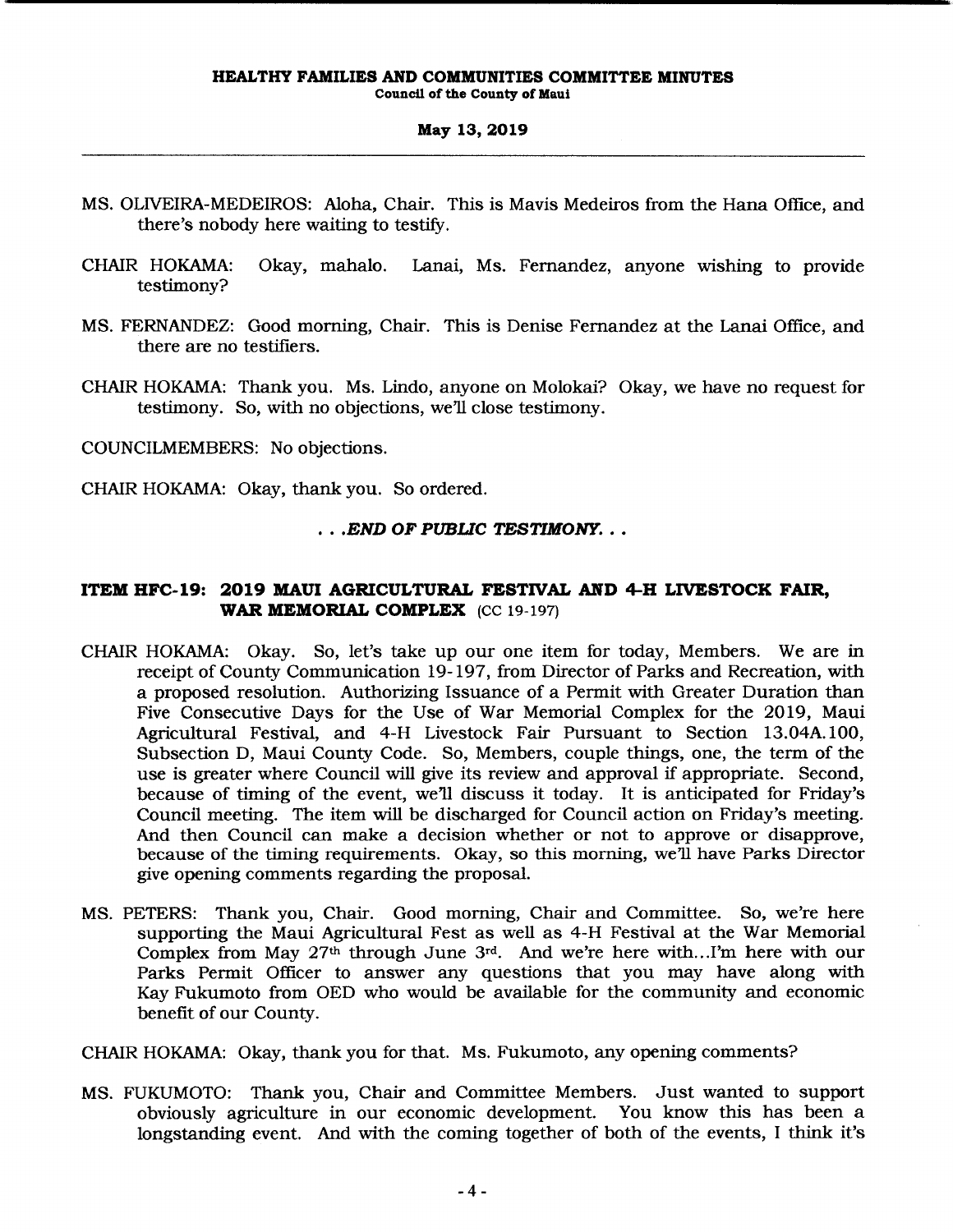MS. OLIVEIRA-MEDEIROS: Aloha, Chair. This is Mavis Medeiros from the Hana Office, and there's nobody here waiting to testify.

CHAIR HOKAMA: Okay, mahalo. Lanai, Ms. Fernandez, anyone wishing to provide testimony?

MS. FERNANDEZ: Good morning, Chair. This is Denise Fernandez at the Lanai Office, and there are no testifiers.

CHAIR HOKAMA: Thank you. Ms. Lindo, anyone on Molokai? Okay, we have no request for testimony. So, with no objections, we'll close testimony.

COUNCILMEMBERS: No objections.

CHAIR HOKAMA: Okay, thank you. So ordered.

*. . .END OF PUBLIC TESTIMONY. . .*

**ITEM HFC-19: 2019 MAUI AGRICULTURAL FESTIVAL AND 4-H LIVESTOCK FAIR, WAR MEMORIAL COMPLEX** (CC 19-197)

CHAIR HOKAMA: Okay. So, let's take up our one item for today, Members. We are in receipt of County Communication 19-197, from Director of Parks and Recreation, with a proposed resolution. Authorizing Issuance of a Permit with Greater Duration than Five Consecutive Days for the Use of War Memorial Complex for the 2019, Maui Agricultural Festival, and 4-H Livestock Fair Pursuant to Section 13.04A.100, Subsection D, Maui County Code. So, Members, couple things, one, the term of the use is greater where Council will give its review and approval if appropriate. Second, because of timing of the event, we'll discuss it today. It is anticipated for Friday's Council meeting. The item will be discharged for Council action on Friday's meeting. And then Council can make a decision whether or not to approve or disapprove, because of the timing requirements. Okay, so this morning, we'll have Parks Director give opening comments regarding the proposal.

MS. PETERS: Thank you, Chair. Good morning, Chair and Committee. So, we're here supporting the Maui Agricultural Fest as well as 4-H Festival at the War Memorial Complex from May 27th through June 3rd. And we're here with...I'm here with our Parks Permit Officer to answer any questions that you may have along with Kay Fukumoto from OED who would be available for the community and economic benefit of our County.

CHAIR HOKAMA: Okay, thank you for that. Ms. Fukumoto, any opening comments?

MS. FUKUMOTO: Thank you, Chair and Committee Members. Just wanted to support obviously agriculture in our economic development. You know this has been a longstanding event. And with the coming together of both of the events, I think it's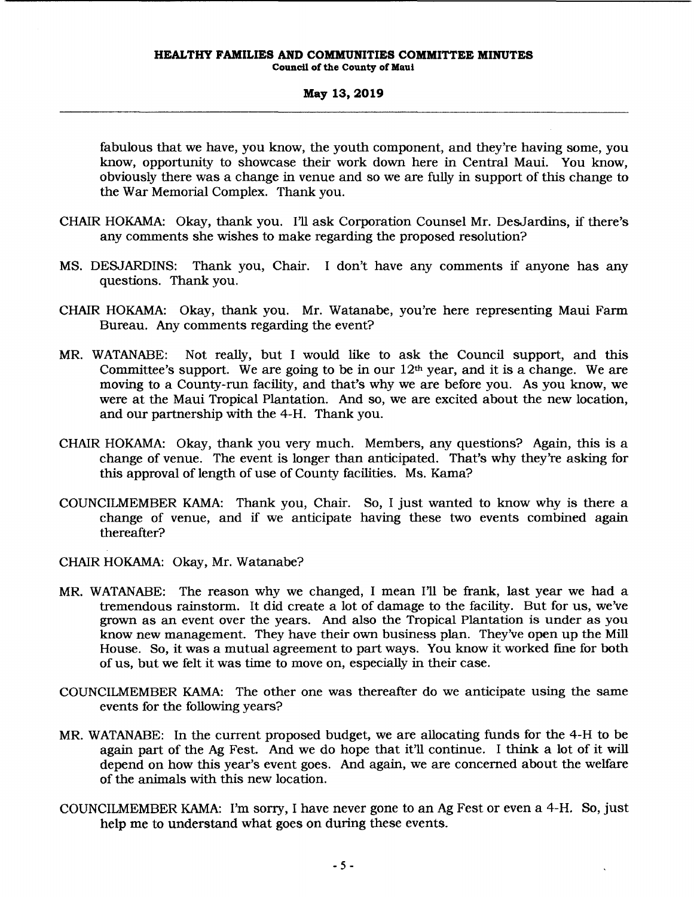fabulous that we have, you know, the youth component, and they're having some, you know, opportunity to showcase their work down here in Central Maui. You know, obviously there was a change in venue and so we are fully in support of this change to the War Memorial Complex. Thank you.

CHAIR HOKAMA: Okay, thank you. I'll ask Corporation Counsel Mr. DesJardins, if there's any comments she wishes to make regarding the proposed resolution?

MS. DESJARDINS: Thank you, Chair. I don't have any comments if anyone has any questions. Thank you.

CHAIR HOKAMA: Okay, thank you. Mr. Watanabe, you're here representing Maui Farm Bureau. Any comments regarding the event?

MR. WATANABE: Not really, but I would like to ask the Council support, and this Committee's support. We are going to be in our 12th year, and it is a change. We are moving to a County-run facility, and that's why we are before you. As you know, we were at the Maui Tropical Plantation. And so, we are excited about the new location, and our partnership with the 4-H. Thank you.

CHAIR HOKAMA: Okay, thank you very much. Members, any questions? Again, this is a change of venue. The event is longer than anticipated. That's why they're asking for this approval of length of use of County facilities. Ms. Kama?

COUNCILMEMBER KAMA: Thank you, Chair. So, I just wanted to know why is there a change of venue, and if we anticipate having these two events combined again thereafter?

CHAIR HOKAMA: Okay, Mr. Watanabe?

MR. WATANABE: The reason why we changed, I mean I'll be frank, last year we had a tremendous rainstorm. It did create a lot of damage to the facility. But for us, we've grown as an event over the years. And also the Tropical Plantation is under as you know new management. They have their own business plan. They've open up the Mill House. So, it was a mutual agreement to part ways. You know it worked fine for both of us, but we felt it was time to move on, especially in their case.

COUNCILMEMBER KAMA: The other one was thereafter do we anticipate using the same events for the following years?

MR. WATANABE: In the current proposed budget, we are allocating funds for the 4-H to be again part of the Ag Fest. And we do hope that it'll continue. I think a lot of it will depend on how this year's event goes. And again, we are concerned about the welfare of the animals with this new location.

COUNCILMEMBER KAMA: I'm sorry, I have never gone to an Ag Fest or even a 4-H. So, just help me to understand what goes on during these events.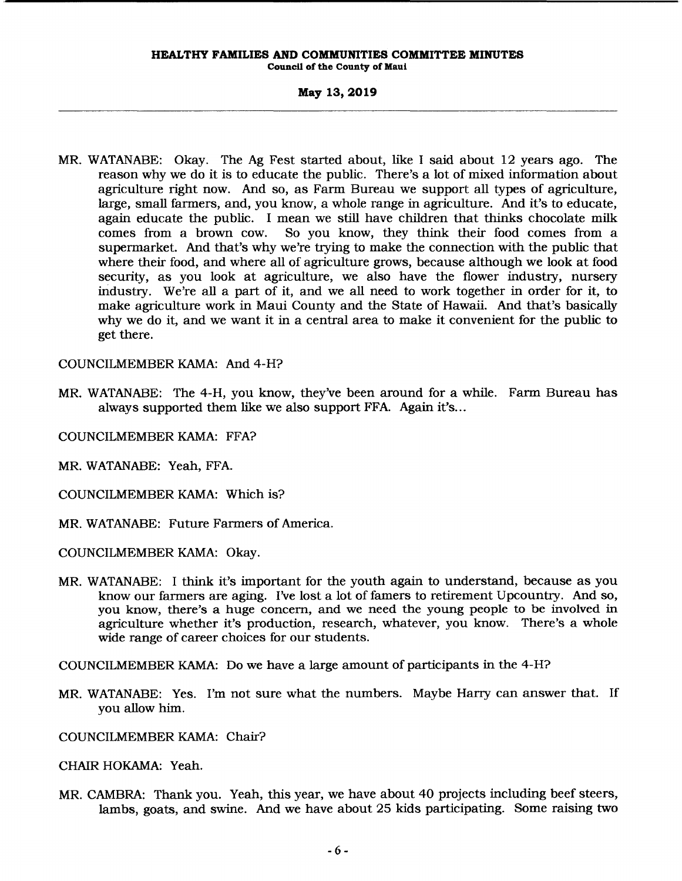MR. WATANABE: Okay. The Ag Fest started about, like I said about 12 years ago. The reason why we do it is to educate the public. There's a lot of mixed information about agriculture right now. And so, as Farm Bureau we support all types of agriculture, large, small farmers, and, you know, a whole range in agriculture. And it's to educate, again educate the public. I mean we still have children that thinks chocolate milk comes from a brown cow. So you know, they think their food comes from a supermarket. And that's why we're trying to make the connection with the public that where their food, and where all of agriculture grows, because although we look at food security, as you look at agriculture, we also have the flower industry, nursery industry. We're all a part of it, and we all need to work together in order for it, to make agriculture work in Maui County and the State of Hawaii. And that's basically why we do it, and we want it in a central area to make it convenient for the public to get there.

COUNCILMEMBER KAMA: And 4-H?

MR. WATANABE: The 4-H, you know, they've been around for a while. Farm Bureau has always supported them like we also support FFA. Again it's...

COUNCILMEMBER KAMA: FFA?

MR. WATANABE: Yeah, FFA.

COUNCILMEMBER KAMA: Which is?

MR. WATANABE: Future Farmers of America.

COUNCILMEMBER KAMA: Okay.

MR. WATANABE: I think it's important for the youth again to understand, because as you know our farmers are aging. I've lost a lot of famers to retirement Upcountry. And so, you know, there's a huge concern, and we need the young people to be involved in agriculture whether it's production, research, whatever, you know. There's a whole wide range of career choices for our students.

COUNCILMEMBER KAMA: Do we have a large amount of participants in the 4-H?

MR. WATANABE: Yes. I'm not sure what the numbers. Maybe Harry can answer that. If you allow him.

COUNCILMEMBER KAMA: Chair?

CHAIR HOKAMA: Yeah.

MR. CAMBRA: Thank you. Yeah, this year, we have about 40 projects including beef steers, lambs, goats, and swine. And we have about 25 kids participating. Some raising two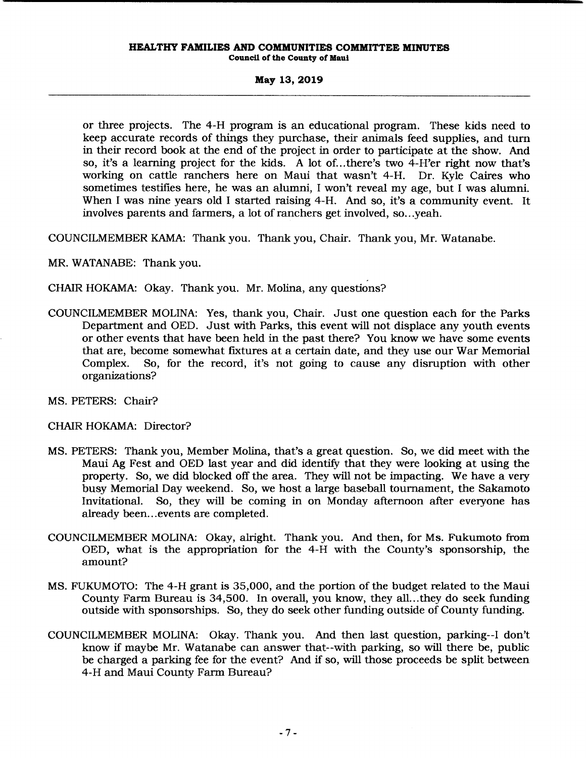or three projects. The 4-H program is an educational program. These kids need to keep accurate records of things they purchase, their animals feed supplies, and turn in their record book at the end of the project in order to participate at the show. And so, it's a learning project for the kids. A lot of...there's two 4-H'er right now that's working on cattle ranchers here on Maui that wasn't 4-H. Dr. Kyle Caires who sometimes testifies here, he was an alumni, I won't reveal my age, but I was alumni. When I was nine years old I started raising 4-H. And so, it's a community event. It involves parents and farmers, a lot of ranchers get involved, so...yeah.

COUNCILMEMBER KAMA: Thank you. Thank you, Chair. Thank you, Mr. Watanabe.

MR. WATANABE: Thank you.

CHAIR HOKAMA: Okay. Thank you. Mr. Molina, any questions?

COUNCILMEMBER MOLINA: Yes, thank you, Chair. Just one question each for the Parks Department and OED. Just with Parks, this event will not displace any youth events or other events that have been held in the past there? You know we have some events that are, become somewhat fixtures at a certain date, and they use our War Memorial Complex. So, for the record, it's not going to cause any disruption with other organizations?

MS. PETERS: Chair?

CHAIR HOKAMA: Director?

MS. PETERS: Thank you, Member Molina, that's a great question. So, we did meet with the Maui Ag Fest and OED last year and did identify that they were looking at using the property. So, we did blocked off the area. They will not be impacting. We have a very busy Memorial Day weekend. So, we host a large baseball tournament, the Sakamoto Invitational. So, they will be coming in on Monday afternoon after everyone has already been...events are completed.

COUNCILMEMBER MOLINA: Okay, alright. Thank you. And then, for Ms. Fukumoto from OED, what is the appropriation for the 4-H with the County's sponsorship, the amount?

MS. FUKUMOTO: The 4-H grant is 35,000, and the portion of the budget related to the Maui County Farm Bureau is 34,500. In overall, you know, they all...they do seek funding outside with sponsorships. So, they do seek other funding outside of County funding.

COUNCILMEMBER MOLINA: Okay. Thank you. And then last question, parking--I don't know if maybe Mr. Watanabe can answer that--with parking, so will there be, public be charged a parking fee for the event? And if so, will those proceeds be split between 4-H and Maui County Farm Bureau?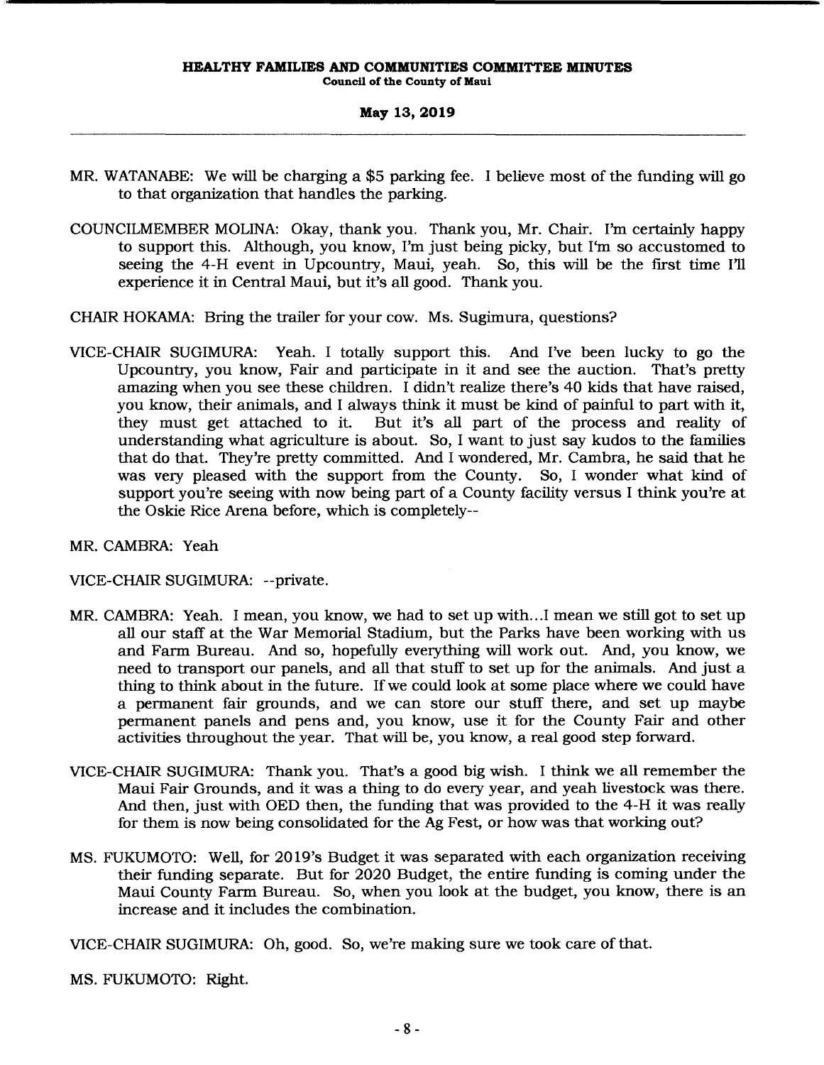MR. WATANABE: We will be charging a $5 parking fee. I believe most of the funding will go to that organization that handles the parking.

COUNCILMEMBER MOLINA: Okay, thank you. Thank you, Mr. Chair. I'm certainly happy to support this. Although, you know, I'm just being picky, but I'm so accustomed to seeing the 4-H event in Upcountry, Maui, yeah. So, this will be the first time I'll experience it in Central Maui, but it's all good. Thank you.

CHAIR HOKAMA: Bring the trailer for your cow. Ms. Sugimura, questions?

VICE-CHAIR SUGIMURA: Yeah. I totally support this. And I've been lucky to go the Upcountry, you know, Fair and participate in it and see the auction. That's pretty amazing when you see these children. I didn't realize there's 40 kids that have raised, you know, their animals, and I always think it must be kind of painful to part with it, they must get attached to it. But it's all part of the process and reality of understanding what agriculture is about. So, I want to just say kudos to the families that do that. They're pretty committed. And I wondered, Mr. Cambra, he said that he was very pleased with the support from the County. So, I wonder what kind of support you're seeing with now being part of a County facility versus I think you're at the Oskie Rice Arena before, which is completely--

MR. CAMBRA: Yeah

VICE-CHAIR SUGIMURA: --private.

MR. CAMBRA: Yeah. I mean, you know, we had to set up with...I mean we still got to set up all our staff at the War Memorial Stadium, but the Parks have been working with us and Farm Bureau. And so, hopefully everything will work out. And, you know, we need to transport our panels, and all that stuff to set up for the animals. And just a thing to think about in the future. If we could look at some place where we could have a permanent fair grounds, and we can store our stuff there, and set up maybe permanent panels and pens and, you know, use it for the County Fair and other activities throughout the year. That will be, you know, a real good step forward.

VICE-CHAIR SUGIMURA: Thank you. That's a good big wish. I think we all remember the Maui Fair Grounds, and it was a thing to do every year, and yeah livestock was there. And then, just with OED then, the funding that was provided to the 4-H it was really for them is now being consolidated for the Ag Fest, or how was that working out?

MS. FUKUMOTO: Well, for 2019's Budget it was separated with each organization receiving their funding separate. But for 2020 Budget, the entire funding is coming under the Maui County Farm Bureau. So, when you look at the budget, you know, there is an increase and it includes the combination.

VICE-CHAIR SUGIMURA: Oh, good. So, we're making sure we took care of that.

MS. FUKUMOTO: Right.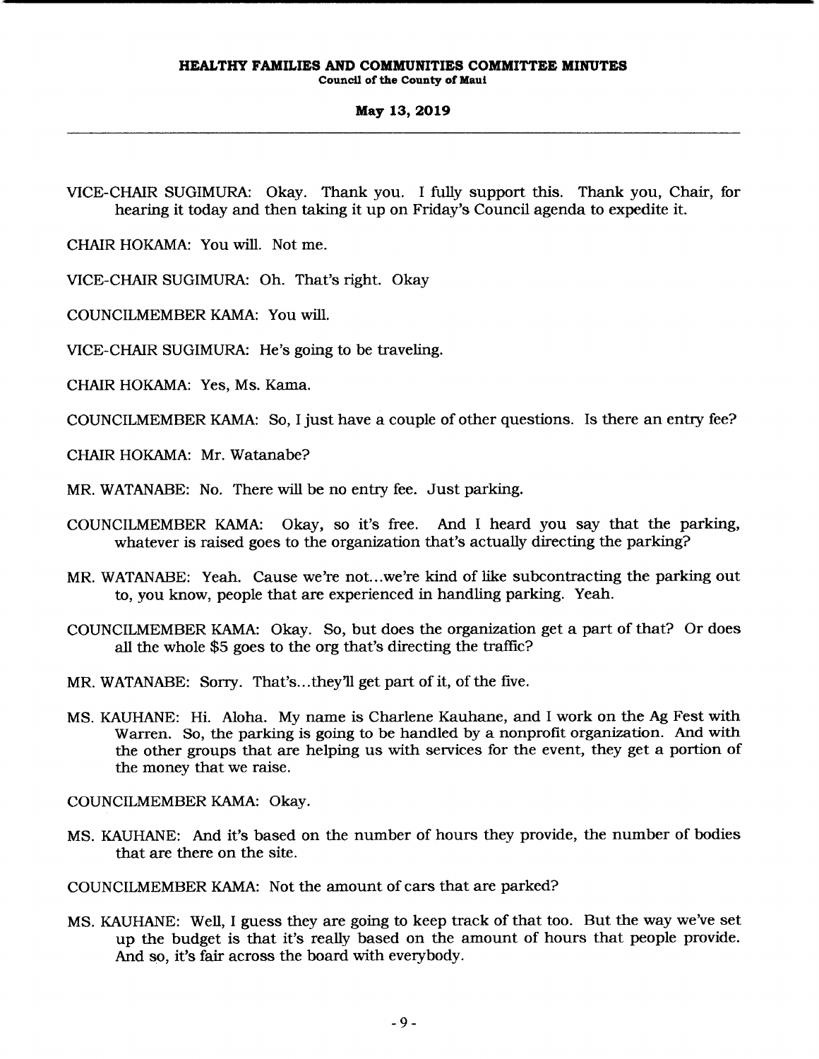VICE-CHAIR SUGIMURA: Okay. Thank you. I fully support this. Thank you, Chair, for hearing it today and then taking it up on Friday's Council agenda to expedite it.

CHAIR HOKAMA: You will. Not me.

VICE-CHAIR SUGIMURA: Oh. That's right. Okay

COUNCILMEMBER KAMA: You will.

VICE-CHAIR SUGIMURA: He's going to be traveling.

CHAIR HOKAMA: Yes, Ms. Kama.

COUNCILMEMBER KAMA: So, I just have a couple of other questions. Is there an entry fee?

CHAIR HOKAMA: Mr. Watanabe?

MR. WATANABE: No. There will be no entry fee. Just parking.

COUNCILMEMBER KAMA: Okay, so it's free. And I heard you say that the parking, whatever is raised goes to the organization that's actually directing the parking?

MR. WATANABE: Yeah. Cause we're not...we're kind of like subcontracting the parking out to, you know, people that are experienced in handling parking. Yeah.

COUNCILMEMBER KAMA: Okay. So, but does the organization get a part of that? Or does all the whole $5 goes to the org that's directing the traffic?

MR. WATANABE: Sorry. That's...they'll get part of it, of the five.

MS. KAUHANE: Hi. Aloha. My name is Charlene Kauhane, and I work on the Ag Fest with Warren. So, the parking is going to be handled by a nonprofit organization. And with the other groups that are helping us with services for the event, they get a portion of the money that we raise.

COUNCILMEMBER KAMA: Okay.

MS. KAUHANE: And it's based on the number of hours they provide, the number of bodies that are there on the site.

COUNCILMEMBER KAMA: Not the amount of cars that are parked?

MS. KAUHANE: Well, I guess they are going to keep track of that too. But the way we've set up the budget is that it's really based on the amount of hours that people provide. And so, it's fair across the board with everybody.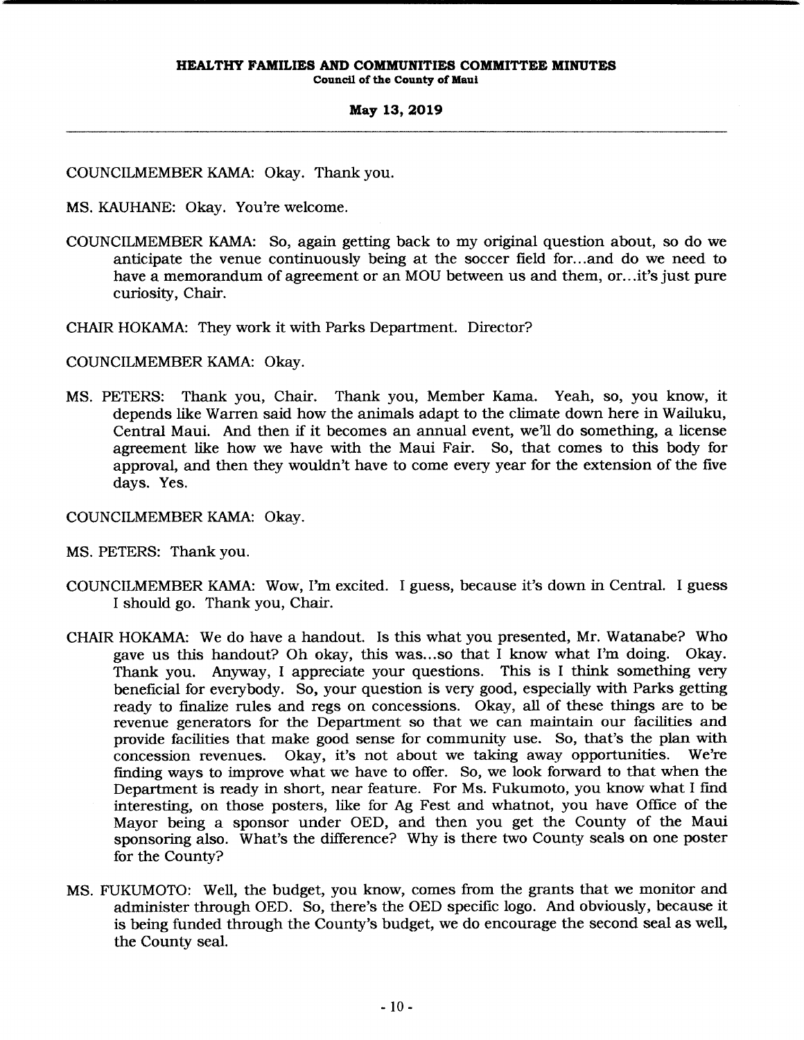COUNCILMEMBER KAMA: Okay. Thank you.

MS. KAUHANE: Okay. You're welcome.

COUNCILMEMBER KAMA: So, again getting back to my original question about, so do we anticipate the venue continuously being at the soccer field for...and do we need to have a memorandum of agreement or an MOU between us and them, or...it's just pure curiosity, Chair.

CHAIR HOKAMA: They work it with Parks Department. Director?

COUNCILMEMBER KAMA: Okay.

MS. PETERS: Thank you, Chair. Thank you, Member Kama. Yeah, so, you know, it depends like Warren said how the animals adapt to the climate down here in Wailuku, Central Maui. And then if it becomes an annual event, we'll do something, a license agreement like how we have with the Maui Fair. So, that comes to this body for approval, and then they wouldn't have to come every year for the extension of the five days. Yes.

COUNCILMEMBER KAMA: Okay.

MS. PETERS: Thank you.

COUNCILMEMBER KAMA: Wow, I'm excited. I guess, because it's down in Central. I guess I should go. Thank you, Chair.

CHAIR HOKAMA: We do have a handout. Is this what you presented, Mr. Watanabe? Who gave us this handout? Oh okay, this was...so that I know what I'm doing. Okay. Thank you. Anyway, I appreciate your questions. This is I think something very beneficial for everybody. So, your question is very good, especially with Parks getting ready to finalize rules and regs on concessions. Okay, all of these things are to be revenue generators for the Department so that we can maintain our facilities and provide facilities that make good sense for community use. So, that's the plan with concession revenues. Okay, it's not about we taking away opportunities. We're finding ways to improve what we have to offer. So, we look forward to that when the Department is ready in short, near feature. For Ms. Fukumoto, you know what I find interesting, on those posters, like for Ag Fest and whatnot, you have Office of the Mayor being a sponsor under OED, and then you get the County of the Maui sponsoring also. What's the difference? Why is there two County seals on one poster for the County?

MS. FUKUMOTO: Well, the budget, you know, comes from the grants that we monitor and administer through OED. So, there's the OED specific logo. And obviously, because it is being funded through the County's budget, we do encourage the second seal as well, the County seal.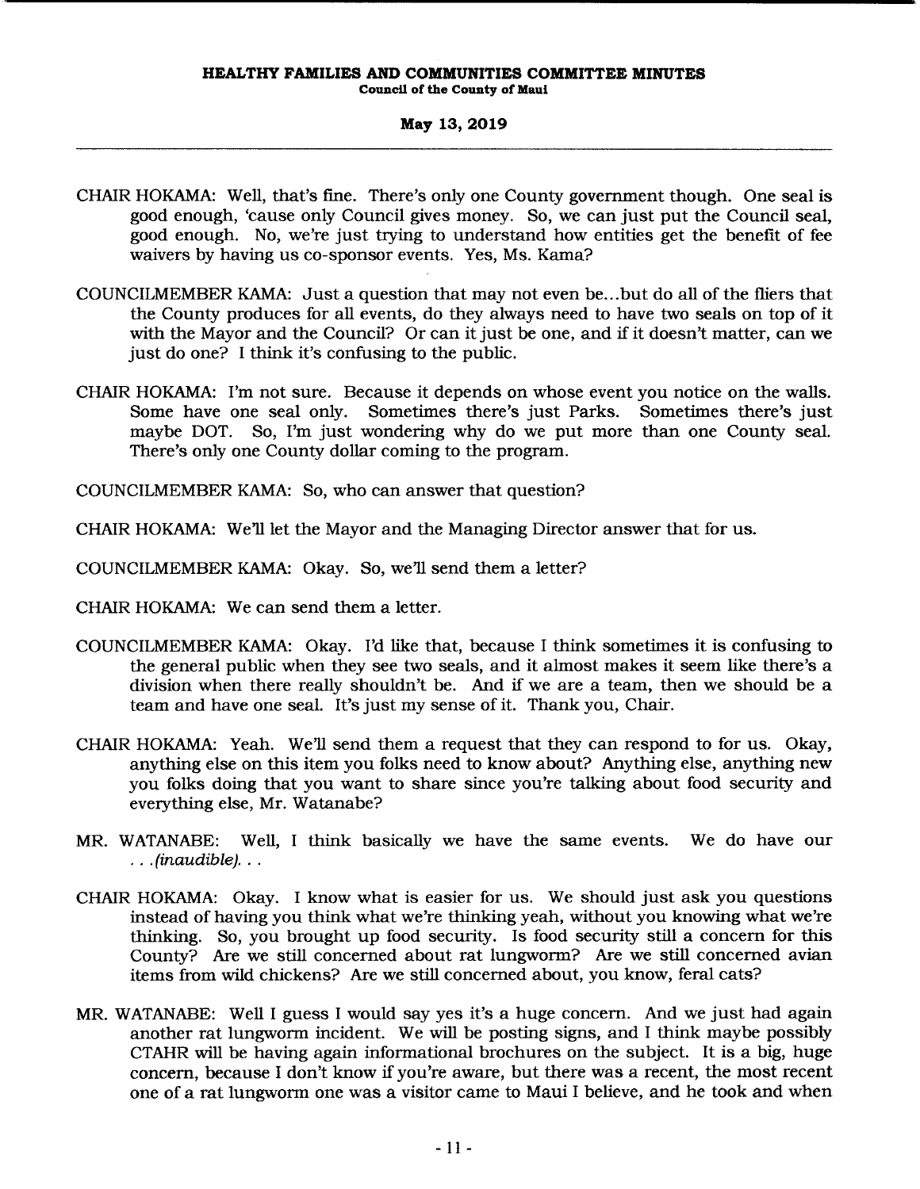CHAIR HOKAMA: Well, that's fine. There's only one County government though. One seal is good enough, 'cause only Council gives money. So, we can just put the Council seal, good enough. No, we're just trying to understand how entities get the benefit of fee waivers by having us co-sponsor events. Yes, Ms. Kama?

COUNCILMEMBER KAMA: Just a question that may not even be...but do all of the fliers that the County produces for all events, do they always need to have two seals on top of it with the Mayor and the Council? Or can it just be one, and if it doesn't matter, can we just do one? I think it's confusing to the public.

CHAIR HOKAMA: I'm not sure. Because it depends on whose event you notice on the walls. Some have one seal only. Sometimes there's just Parks. Sometimes there's just maybe DOT. So, I'm just wondering why do we put more than one County seal. There's only one County dollar coming to the program.

COUNCILMEMBER KAMA: So, who can answer that question?

CHAIR HOKAMA: We'll let the Mayor and the Managing Director answer that for us.

COUNCILMEMBER KAMA: Okay. So, we'll send them a letter?

CHAIR HOKAMA: We can send them a letter.

COUNCILMEMBER KAMA: Okay. I'd like that, because I think sometimes it is confusing to the general public when they see two seals, and it almost makes it seem like there's a division when there really shouldn't be. And if we are a team, then we should be a team and have one seal. It's just my sense of it. Thank you, Chair.

CHAIR HOKAMA: Yeah. We'll send them a request that they can respond to for us. Okay, anything else on this item you folks need to know about? Anything else, anything new you folks doing that you want to share since you're talking about food security and everything else, Mr. Watanabe?

MR. WATANABE: Well, I think basically we have the same events. We do have our *...(inaudible)...*

CHAIR HOKAMA: Okay. I know what is easier for us. We should just ask you questions instead of having you think what we're thinking yeah, without you knowing what we're thinking. So, you brought up food security. Is food security still a concern for this County? Are we still concerned about rat lungworm? Are we still concerned avian items from wild chickens? Are we still concerned about, you know, feral cats?

MR. WATANABE: Well I guess I would say yes it's a huge concern. And we just had again another rat lungworm incident. We will be posting signs, and I think maybe possibly CTAHR will be having again informational brochures on the subject. It is a big, huge concern, because I don't know if you're aware, but there was a recent, the most recent one of a rat lungworm one was a visitor came to Maui I believe, and he took and when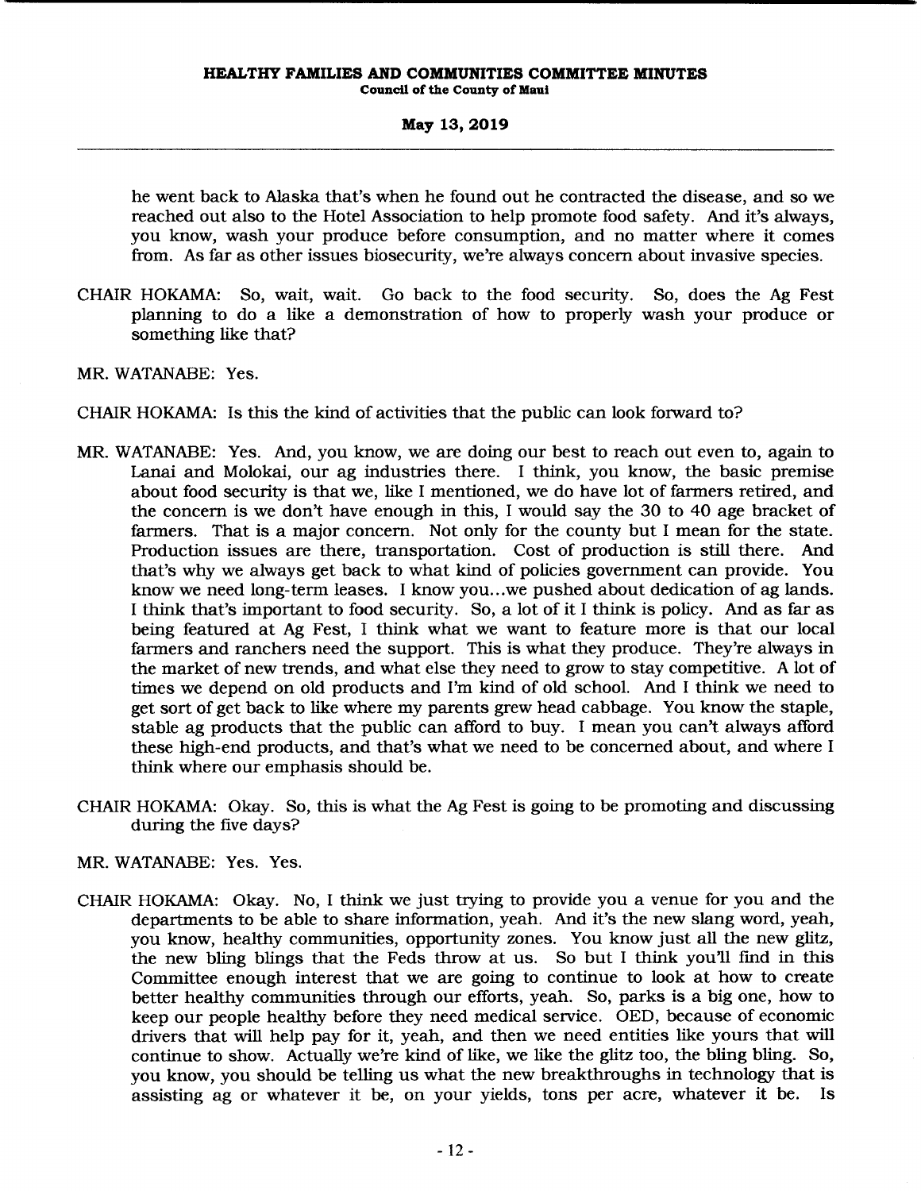he went back to Alaska that's when he found out he contracted the disease, and so we reached out also to the Hotel Association to help promote food safety. And it's always, you know, wash your produce before consumption, and no matter where it comes from. As far as other issues biosecurity, we're always concern about invasive species.

CHAIR HOKAMA: So, wait, wait. Go back to the food security. So, does the Ag Fest planning to do a like a demonstration of how to properly wash your produce or something like that?

MR. WATANABE: Yes.

CHAIR HOKAMA: Is this the kind of activities that the public can look forward to?

MR. WATANABE: Yes. And, you know, we are doing our best to reach out even to, again to Lanai and Molokai, our ag industries there. I think, you know, the basic premise about food security is that we, like I mentioned, we do have lot of farmers retired, and the concern is we don't have enough in this, I would say the 30 to 40 age bracket of farmers. That is a major concern. Not only for the county but I mean for the state. Production issues are there, transportation. Cost of production is still there. And that's why we always get back to what kind of policies government can provide. You know we need long-term leases. I know you...we pushed about dedication of ag lands. I think that's important to food security. So, a lot of it I think is policy. And as far as being featured at Ag Fest, I think what we want to feature more is that our local farmers and ranchers need the support. This is what they produce. They're always in the market of new trends, and what else they need to grow to stay competitive. A lot of times we depend on old products and I'm kind of old school. And I think we need to get sort of get back to like where my parents grew head cabbage. You know the staple, stable ag products that the public can afford to buy. I mean you can't always afford these high-end products, and that's what we need to be concerned about, and where I think where our emphasis should be.

CHAIR HOKAMA: Okay. So, this is what the Ag Fest is going to be promoting and discussing during the five days?

MR. WATANABE: Yes. Yes.

CHAIR HOKAMA: Okay. No, I think we just trying to provide you a venue for you and the departments to be able to share information, yeah. And it's the new slang word, yeah, you know, healthy communities, opportunity zones. You know just all the new glitz, the new bling blings that the Feds throw at us. So but I think you'll find in this Committee enough interest that we are going to continue to look at how to create better healthy communities through our efforts, yeah. So, parks is a big one, how to keep our people healthy before they need medical service. OED, because of economic drivers that will help pay for it, yeah, and then we need entities like yours that will continue to show. Actually we're kind of like, we like the glitz too, the bling bling. So, you know, you should be telling us what the new breakthroughs in technology that is assisting ag or whatever it be, on your yields, tons per acre, whatever it be. Is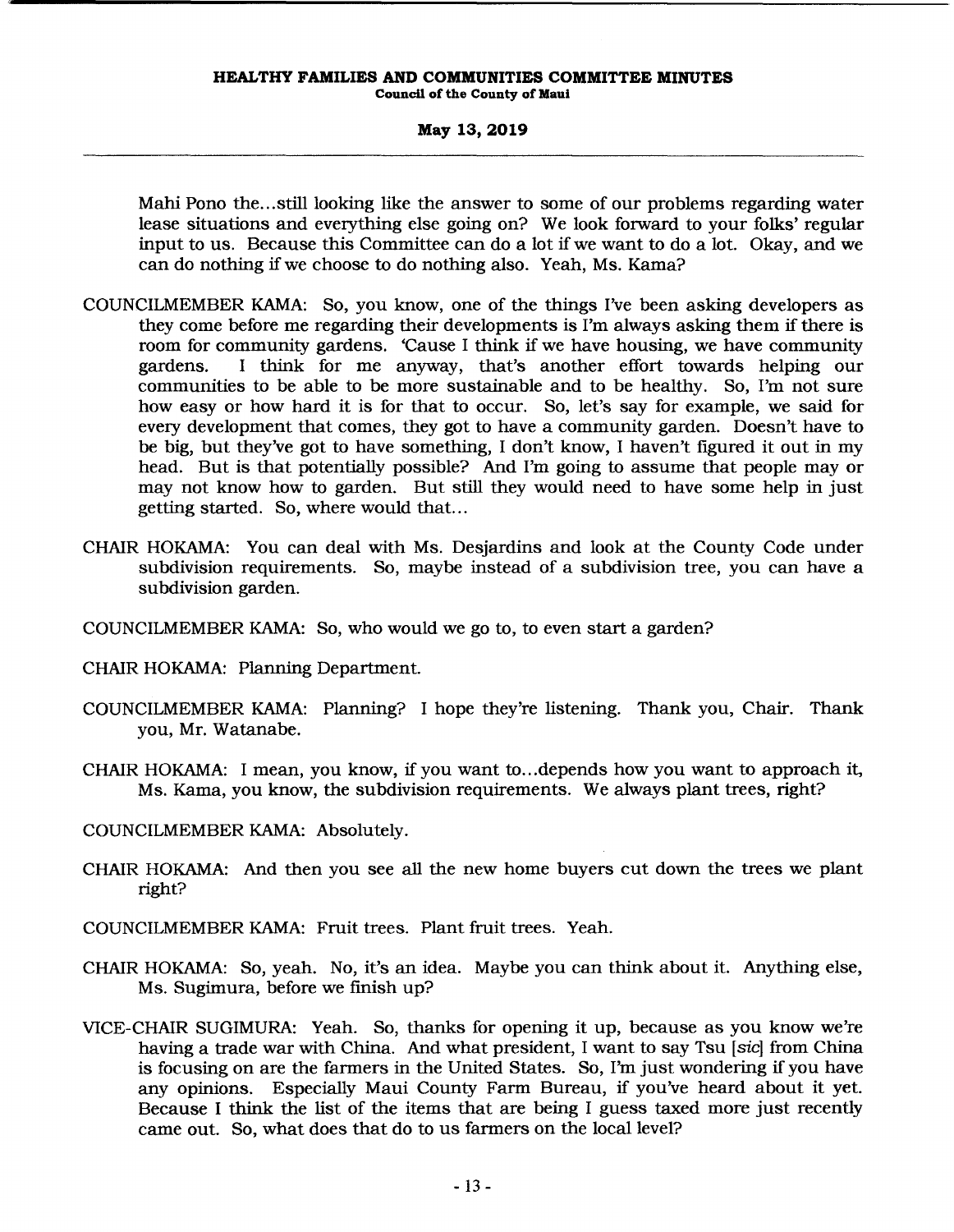Mahi Pono the...still looking like the answer to some of our problems regarding water lease situations and everything else going on? We look forward to your folks' regular input to us. Because this Committee can do a lot if we want to do a lot. Okay, and we can do nothing if we choose to do nothing also. Yeah, Ms. Kama?

COUNCILMEMBER KAMA: So, you know, one of the things I've been asking developers as they come before me regarding their developments is I'm always asking them if there is room for community gardens. 'Cause I think if we have housing, we have community gardens. I think for me anyway, that's another effort towards helping our communities to be able to be more sustainable and to be healthy. So, I'm not sure how easy or how hard it is for that to occur. So, let's say for example, we said for every development that comes, they got to have a community garden. Doesn't have to be big, but they've got to have something, I don't know, I haven't figured it out in my head. But is that potentially possible? And I'm going to assume that people may or may not know how to garden. But still they would need to have some help in just getting started. So, where would that...

CHAIR HOKAMA: You can deal with Ms. Desjardins and look at the County Code under subdivision requirements. So, maybe instead of a subdivision tree, you can have a subdivision garden.

COUNCILMEMBER KAMA: So, who would we go to, to even start a garden?

CHAIR HOKAMA: Planning Department.

COUNCILMEMBER KAMA: Planning? I hope they're listening. Thank you, Chair. Thank you, Mr. Watanabe.

CHAIR HOKAMA: I mean, you know, if you want to...depends how you want to approach it, Ms. Kama, you know, the subdivision requirements. We always plant trees, right?

COUNCILMEMBER KAMA: Absolutely.

CHAIR HOKAMA: And then you see all the new home buyers cut down the trees we plant right?

COUNCILMEMBER KAMA: Fruit trees. Plant fruit trees. Yeah.

CHAIR HOKAMA: So, yeah. No, it's an idea. Maybe you can think about it. Anything else, Ms. Sugimura, before we finish up?

VICE-CHAIR SUGIMURA: Yeah. So, thanks for opening it up, because as you know we're having a trade war with China. And what president, I want to say Tsu [*sic*] from China is focusing on are the farmers in the United States. So, I'm just wondering if you have any opinions. Especially Maui County Farm Bureau, if you've heard about it yet. Because I think the list of the items that are being I guess taxed more just recently came out. So, what does that do to us farmers on the local level?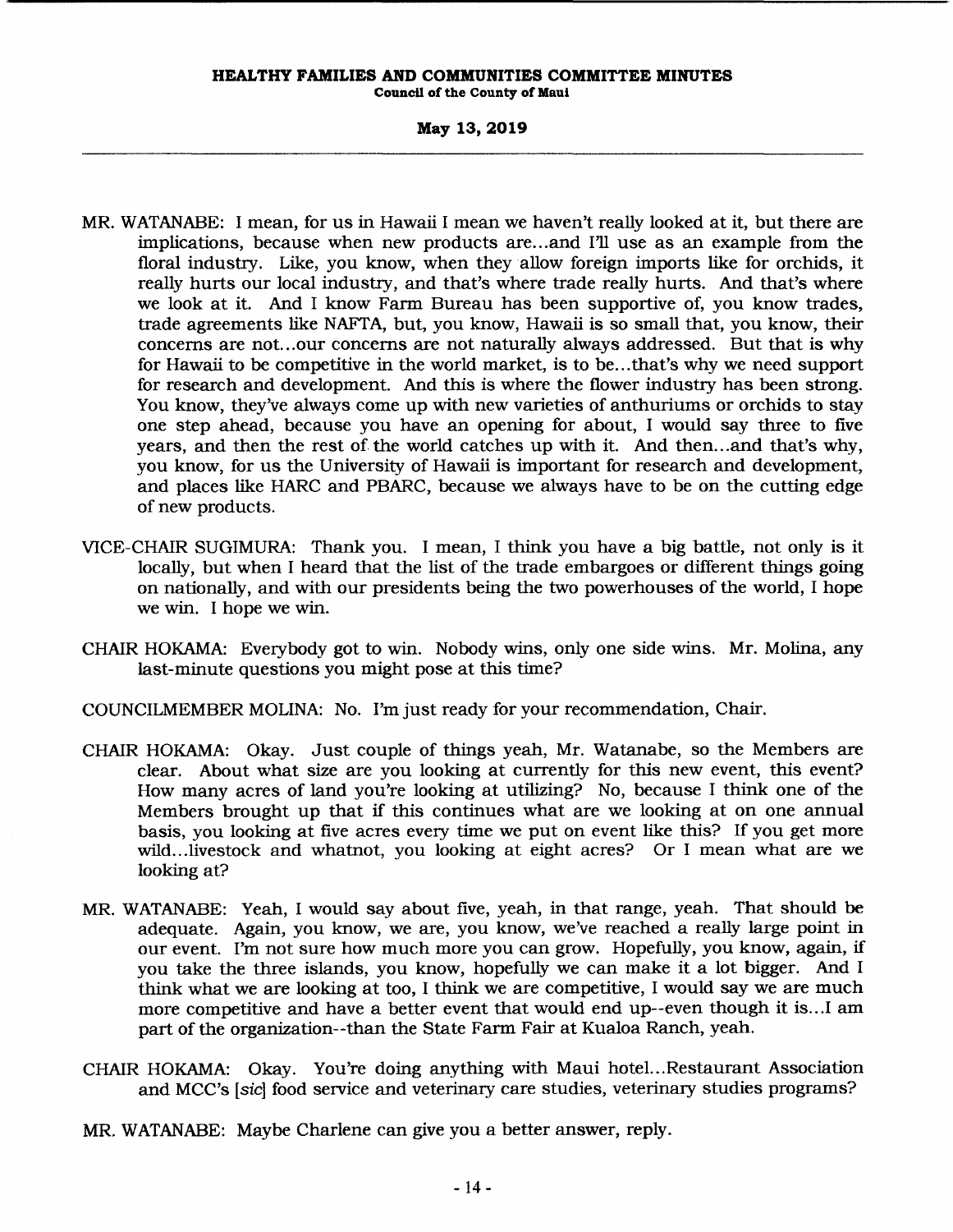MR. WATANABE: I mean, for us in Hawaii I mean we haven't really looked at it, but there are implications, because when new products are...and I'll use as an example from the floral industry. Like, you know, when they allow foreign imports like for orchids, it really hurts our local industry, and that's where trade really hurts. And that's where we look at it. And I know Farm Bureau has been supportive of, you know trades, trade agreements like NAFTA, but, you know, Hawaii is so small that, you know, their concerns are not...our concerns are not naturally always addressed. But that is why for Hawaii to be competitive in the world market, is to be...that's why we need support for research and development. And this is where the flower industry has been strong. You know, they've always come up with new varieties of anthuriums or orchids to stay one step ahead, because you have an opening for about, I would say three to five years, and then the rest of the world catches up with it. And then...and that's why, you know, for us the University of Hawaii is important for research and development, and places like HARC and PBARC, because we always have to be on the cutting edge of new products.

VICE-CHAIR SUGIMURA: Thank you. I mean, I think you have a big battle, not only is it locally, but when I heard that the list of the trade embargoes or different things going on nationally, and with our presidents being the two powerhouses of the world, I hope we win. I hope we win.

CHAIR HOKAMA: Everybody got to win. Nobody wins, only one side wins. Mr. Molina, any last-minute questions you might pose at this time?

COUNCILMEMBER MOLINA: No. I'm just ready for your recommendation, Chair.

CHAIR HOKAMA: Okay. Just couple of things yeah, Mr. Watanabe, so the Members are clear. About what size are you looking at currently for this new event, this event? How many acres of land you're looking at utilizing? No, because I think one of the Members brought up that if this continues what are we looking at on one annual basis, you looking at five acres every time we put on event like this? If you get more wild...livestock and whatnot, you looking at eight acres? Or I mean what are we looking at?

MR. WATANABE: Yeah, I would say about five, yeah, in that range, yeah. That should be adequate. Again, you know, we are, you know, we've reached a really large point in our event. I'm not sure how much more you can grow. Hopefully, you know, again, if you take the three islands, you know, hopefully we can make it a lot bigger. And I think what we are looking at too, I think we are competitive, I would say we are much more competitive and have a better event that would end up--even though it is...I am part of the organization--than the State Farm Fair at Kualoa Ranch, yeah.

CHAIR HOKAMA: Okay. You're doing anything with Maui hotel...Restaurant Association and MCC's [*sic*] food service and veterinary care studies, veterinary studies programs?

MR. WATANABE: Maybe Charlene can give you a better answer, reply.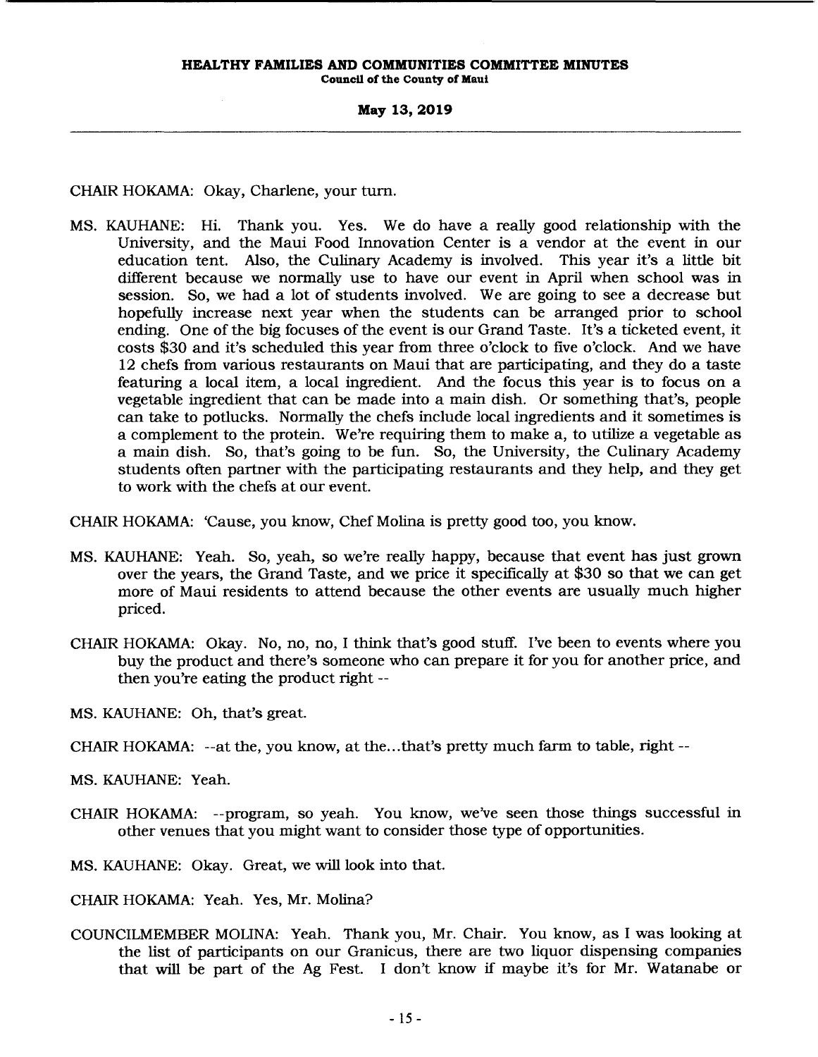CHAIR HOKAMA: Okay, Charlene, your turn.

MS. KAUHANE: Hi. Thank you. Yes. We do have a really good relationship with the University, and the Maui Food Innovation Center is a vendor at the event in our education tent. Also, the Culinary Academy is involved. This year it's a little bit different because we normally use to have our event in April when school was in session. So, we had a lot of students involved. We are going to see a decrease but hopefully increase next year when the students can be arranged prior to school ending. One of the big focuses of the event is our Grand Taste. It's a ticketed event, it costs $30 and it's scheduled this year from three o'clock to five o'clock. And we have 12 chefs from various restaurants on Maui that are participating, and they do a taste featuring a local item, a local ingredient. And the focus this year is to focus on a vegetable ingredient that can be made into a main dish. Or something that's, people can take to potlucks. Normally the chefs include local ingredients and it sometimes is a complement to the protein. We're requiring them to make a, to utilize a vegetable as a main dish. So, that's going to be fun. So, the University, the Culinary Academy students often partner with the participating restaurants and they help, and they get to work with the chefs at our event.

CHAIR HOKAMA: 'Cause, you know, Chef Molina is pretty good too, you know.

MS. KAUHANE: Yeah. So, yeah, so we're really happy, because that event has just grown over the years, the Grand Taste, and we price it specifically at $30 so that we can get more of Maui residents to attend because the other events are usually much higher priced.

CHAIR HOKAMA: Okay. No, no, no, I think that's good stuff. I've been to events where you buy the product and there's someone who can prepare it for you for another price, and then you're eating the product right --

MS. KAUHANE: Oh, that's great.

CHAIR HOKAMA: --at the, you know, at the...that's pretty much farm to table, right --

MS. KAUHANE: Yeah.

CHAIR HOKAMA: --program, so yeah. You know, we've seen those things successful in other venues that you might want to consider those type of opportunities.

MS. KAUHANE: Okay. Great, we will look into that.

CHAIR HOKAMA: Yeah. Yes, Mr. Molina?

COUNCILMEMBER MOLINA: Yeah. Thank you, Mr. Chair. You know, as I was looking at the list of participants on our Granicus, there are two liquor dispensing companies that will be part of the Ag Fest. I don't know if maybe it's for Mr. Watanabe or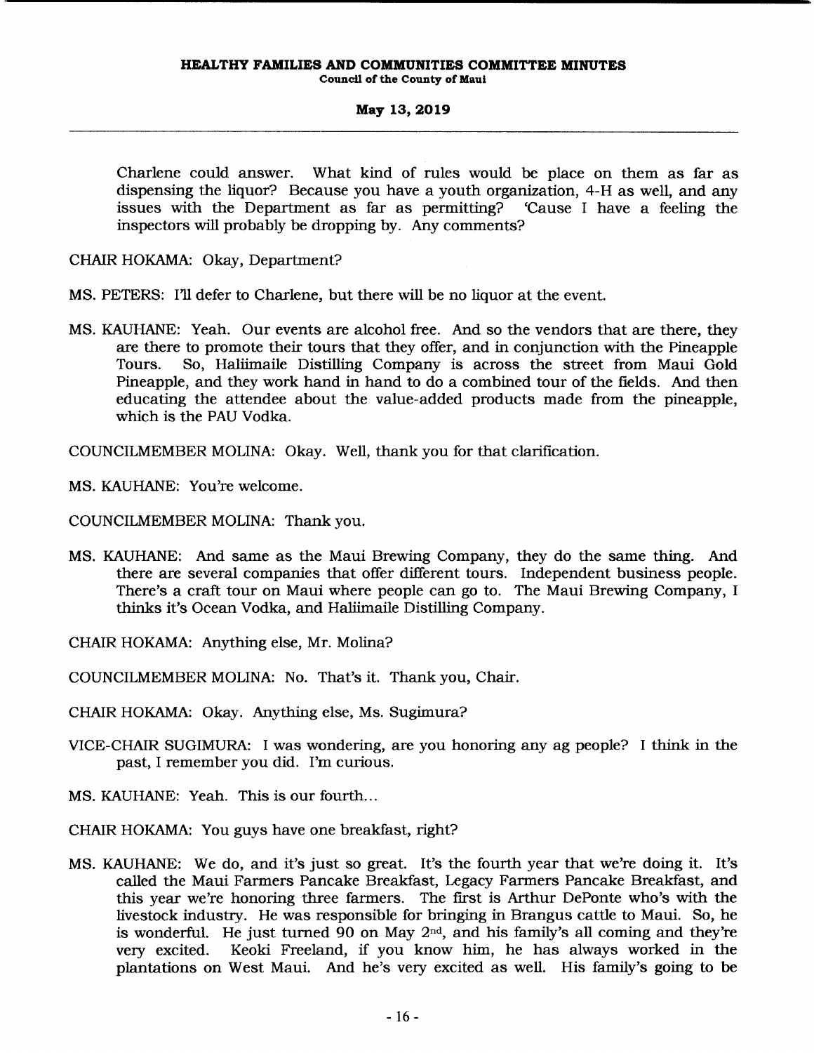Charlene could answer. What kind of rules would be place on them as far as dispensing the liquor? Because you have a youth organization, 4-H as well, and any issues with the Department as far as permitting? 'Cause I have a feeling the inspectors will probably be dropping by. Any comments?

CHAIR HOKAMA: Okay, Department?

MS. PETERS: I'll defer to Charlene, but there will be no liquor at the event.

MS. KAUHANE: Yeah. Our events are alcohol free. And so the vendors that are there, they are there to promote their tours that they offer, and in conjunction with the Pineapple Tours. So, Haliimaile Distilling Company is across the street from Maui Gold Pineapple, and they work hand in hand to do a combined tour of the fields. And then educating the attendee about the value-added products made from the pineapple, which is the PAU Vodka.

COUNCILMEMBER MOLINA: Okay. Well, thank you for that clarification.

MS. KAUHANE: You're welcome.

COUNCILMEMBER MOLINA: Thank you.

MS. KAUHANE: And same as the Maui Brewing Company, they do the same thing. And there are several companies that offer different tours. Independent business people. There's a craft tour on Maui where people can go to. The Maui Brewing Company, I thinks it's Ocean Vodka, and Haliimaile Distilling Company.

CHAIR HOKAMA: Anything else, Mr. Molina?

COUNCILMEMBER MOLINA: No. That's it. Thank you, Chair.

CHAIR HOKAMA: Okay. Anything else, Ms. Sugimura?

VICE-CHAIR SUGIMURA: I was wondering, are you honoring any ag people? I think in the past, I remember you did. I'm curious.

MS. KAUHANE: Yeah. This is our fourth...

CHAIR HOKAMA: You guys have one breakfast, right?

MS. KAUHANE: We do, and it's just so great. It's the fourth year that we're doing it. It's called the Maui Farmers Pancake Breakfast, Legacy Farmers Pancake Breakfast, and this year we're honoring three farmers. The first is Arthur DePonte who's with the livestock industry. He was responsible for bringing in Brangus cattle to Maui. So, he is wonderful. He just turned 90 on May 2nd, and his family's all coming and they're very excited. Keoki Freeland, if you know him, he has always worked in the plantations on West Maui. And he's very excited as well. His family's going to be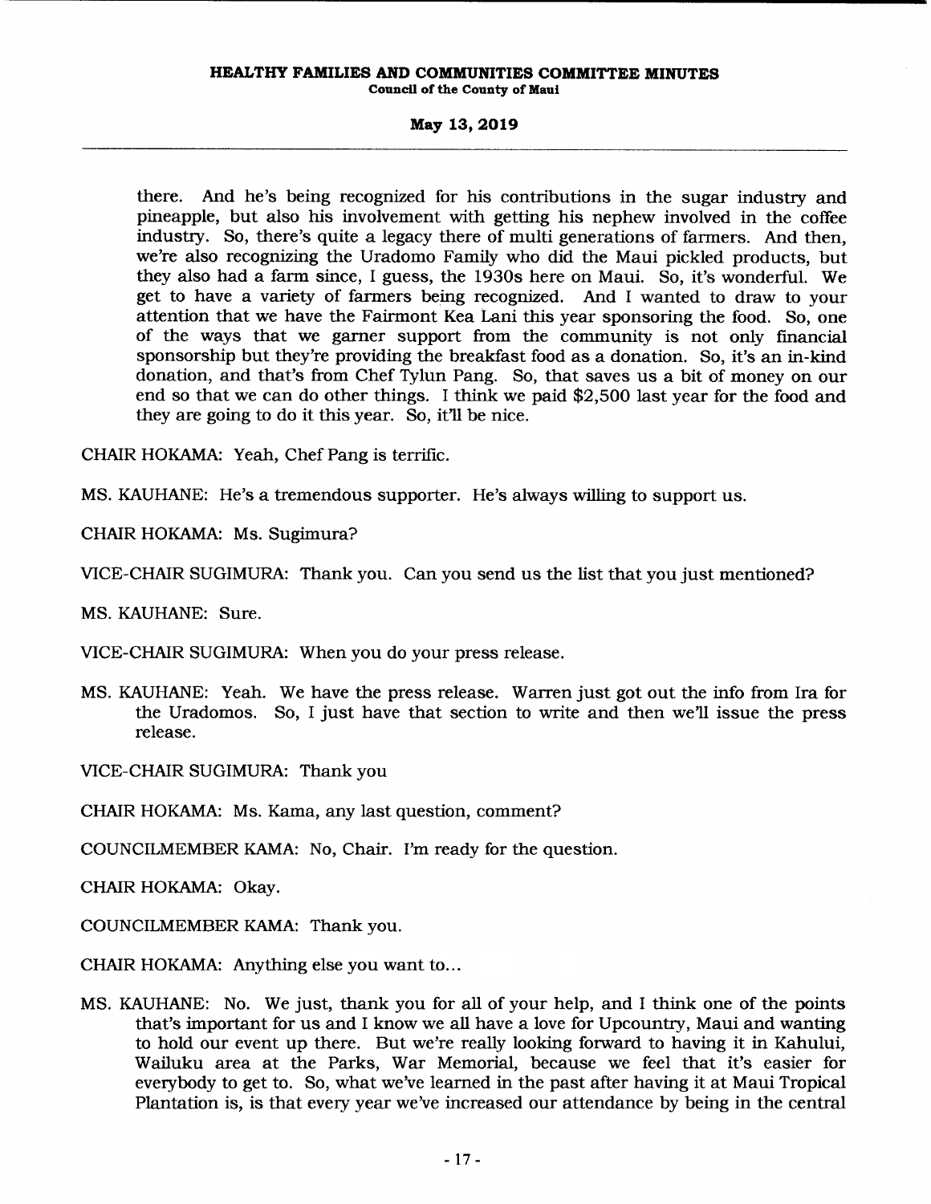there. And he's being recognized for his contributions in the sugar industry and pineapple, but also his involvement with getting his nephew involved in the coffee industry. So, there's quite a legacy there of multi generations of farmers. And then, we're also recognizing the Uradomo Family who did the Maui pickled products, but they also had a farm since, I guess, the 1930s here on Maui. So, it's wonderful. We get to have a variety of farmers being recognized. And I wanted to draw to your attention that we have the Fairmont Kea Lani this year sponsoring the food. So, one of the ways that we garner support from the community is not only financial sponsorship but they're providing the breakfast food as a donation. So, it's an in-kind donation, and that's from Chef Tylun Pang. So, that saves us a bit of money on our end so that we can do other things. I think we paid $2,500 last year for the food and they are going to do it this year. So, it'll be nice.

CHAIR HOKAMA: Yeah, Chef Pang is terrific.

MS. KAUHANE: He's a tremendous supporter. He's always willing to support us.

CHAIR HOKAMA: Ms. Sugimura?

VICE-CHAIR SUGIMURA: Thank you. Can you send us the list that you just mentioned?

MS. KAUHANE: Sure.

VICE-CHAIR SUGIMURA: When you do your press release.

MS. KAUHANE: Yeah. We have the press release. Warren just got out the info from Ira for the Uradomos. So, I just have that section to write and then we'll issue the press release.

VICE-CHAIR SUGIMURA: Thank you

CHAIR HOKAMA: Ms. Kama, any last question, comment?

COUNCILMEMBER KAMA: No, Chair. I'm ready for the question.

CHAIR HOKAMA: Okay.

COUNCILMEMBER KAMA: Thank you.

CHAIR HOKAMA: Anything else you want to...

MS. KAUHANE: No. We just, thank you for all of your help, and I think one of the points that's important for us and I know we all have a love for Upcountry, Maui and wanting to hold our event up there. But we're really looking forward to having it in Kahului, Wailuku area at the Parks, War Memorial, because we feel that it's easier for everybody to get to. So, what we've learned in the past after having it at Maui Tropical Plantation is, is that every year we've increased our attendance by being in the central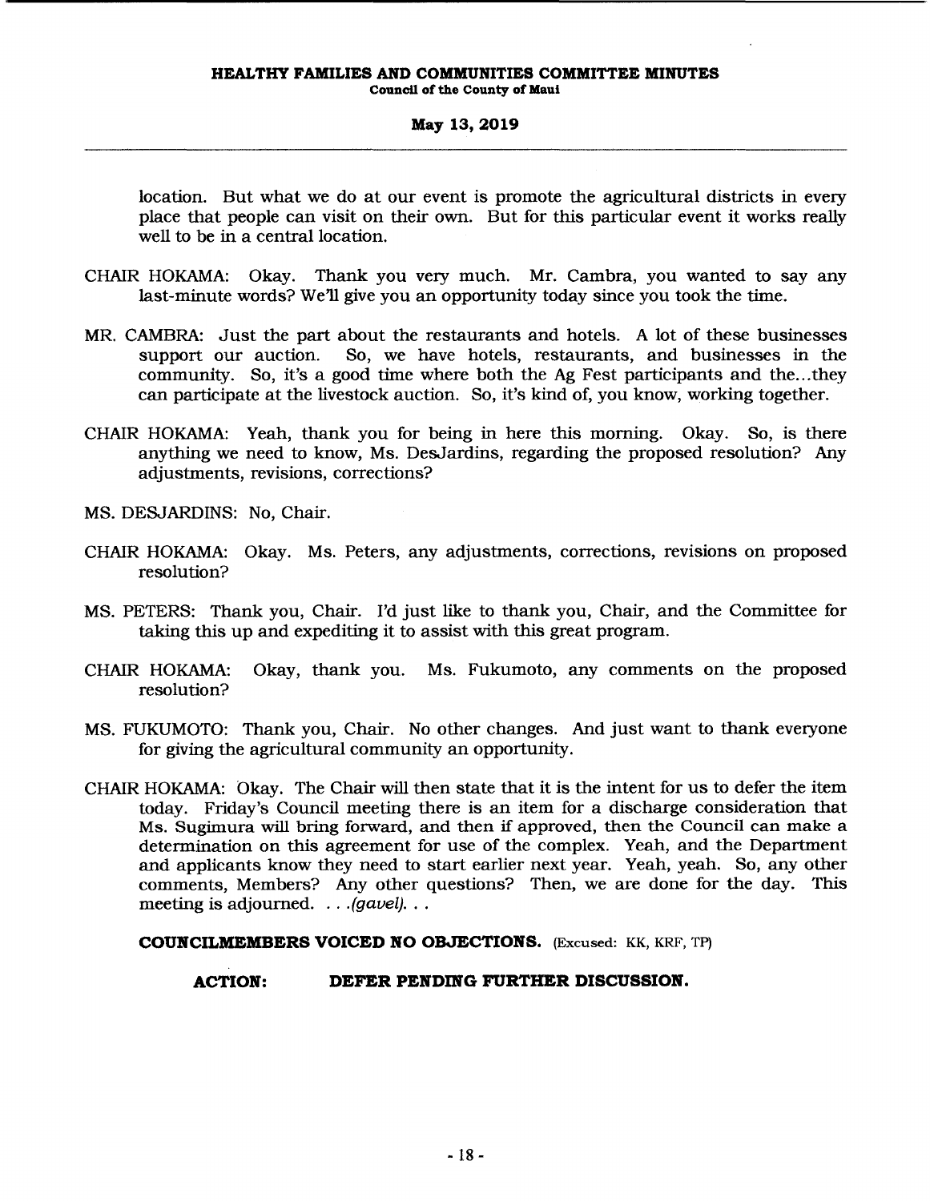location. But what we do at our event is promote the agricultural districts in every place that people can visit on their own. But for this particular event it works really well to be in a central location.

CHAIR HOKAMA: Okay. Thank you very much. Mr. Cambra, you wanted to say any last-minute words? We'll give you an opportunity today since you took the time.

MR. CAMBRA: Just the part about the restaurants and hotels. A lot of these businesses support our auction. So, we have hotels, restaurants, and businesses in the community. So, it's a good time where both the Ag Fest participants and the...they can participate at the livestock auction. So, it's kind of, you know, working together.

CHAIR HOKAMA: Yeah, thank you for being in here this morning. Okay. So, is there anything we need to know, Ms. DesJardins, regarding the proposed resolution? Any adjustments, revisions, corrections?

MS. DESJARDINS: No, Chair.

CHAIR HOKAMA: Okay. Ms. Peters, any adjustments, corrections, revisions on proposed resolution?

MS. PETERS: Thank you, Chair. I'd just like to thank you, Chair, and the Committee for taking this up and expediting it to assist with this great program.

CHAIR HOKAMA: Okay, thank you. Ms. Fukumoto, any comments on the proposed resolution?

MS. FUKUMOTO: Thank you, Chair. No other changes. And just want to thank everyone for giving the agricultural community an opportunity.

CHAIR HOKAMA: Okay. The Chair will then state that it is the intent for us to defer the item today. Friday's Council meeting there is an item for a discharge consideration that Ms. Sugimura will bring forward, and then if approved, then the Council can make a determination on this agreement for use of the complex. Yeah, and the Department and applicants know they need to start earlier next year. Yeah, yeah. So, any other comments, Members? Any other questions? Then, we are done for the day. This meeting is adjourned. . . .*(gavel)*. . .

**COUNCILMEMBERS VOICED NO OBJECTIONS.** (Excused: KK, KRF, TP)

**ACTION: DEFER PENDING FURTHER DISCUSSION.**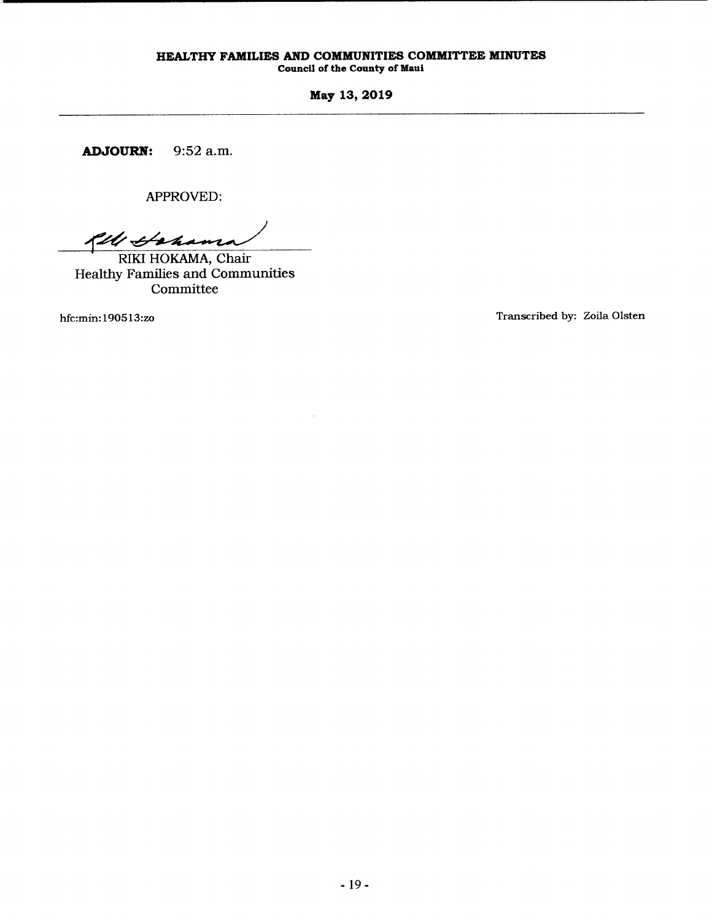**ADJOURN:** 9:52 a.m.

APPROVED:

RIKI HOKAMA, Chair
Healthy Families and Communities Committee

hfc:min:190513:zo

Transcribed by: Zoila Olsten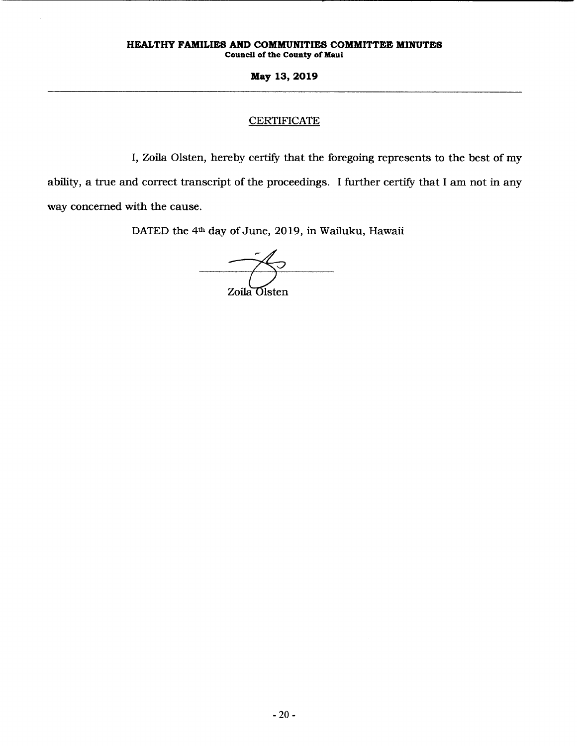## CERTIFICATE

I, Zoila Olsten, hereby certify that the foregoing represents to the best of my ability, a true and correct transcript of the proceedings. I further certify that I am not in any way concerned with the cause.

DATED the 4th day of June, 2019, in Wailuku, Hawaii

Zoila Olsten